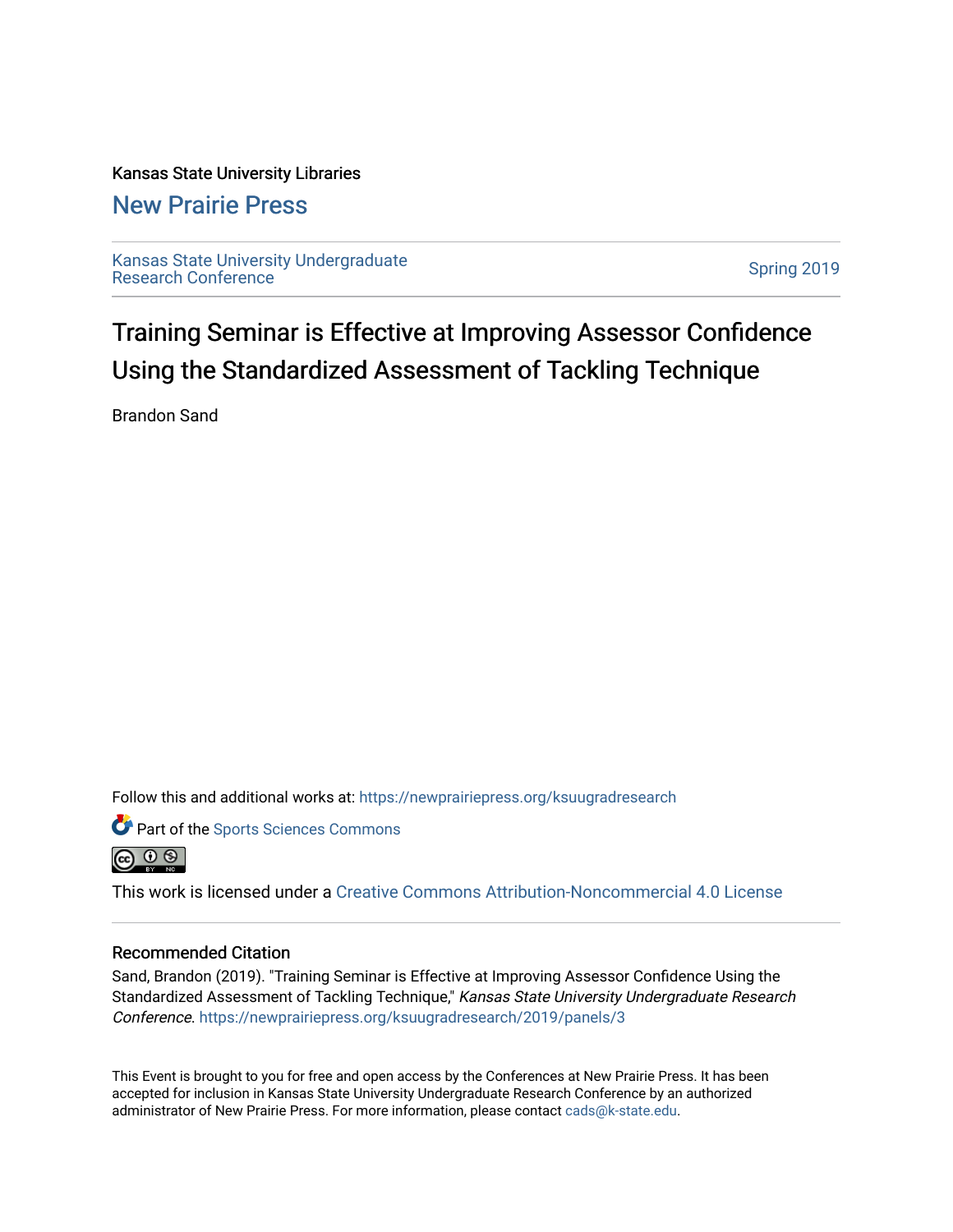Kansas State University Libraries

New Prairie Press

Kansas State University Undergraduate Research Conference

Spring 2019

# Training Seminar is Effective at Improving Assessor Confidence Using the Standardized Assessment of Tackling Technique

Brandon Sand

Follow this and additional works at: https://newprairiepress.org/ksuugradresearch

Part of the Sports Sciences Commons

This work is licensed under a Creative Commons Attribution-Noncommercial 4.0 License

## Recommended Citation

Sand, Brandon (2019). "Training Seminar is Effective at Improving Assessor Confidence Using the Standardized Assessment of Tackling Technique," *Kansas State University Undergraduate Research Conference*. https://newprairiepress.org/ksuugradresearch/2019/panels/3

This Event is brought to you for free and open access by the Conferences at New Prairie Press. It has been accepted for inclusion in Kansas State University Undergraduate Research Conference by an authorized administrator of New Prairie Press. For more information, please contact cads@k-state.edu.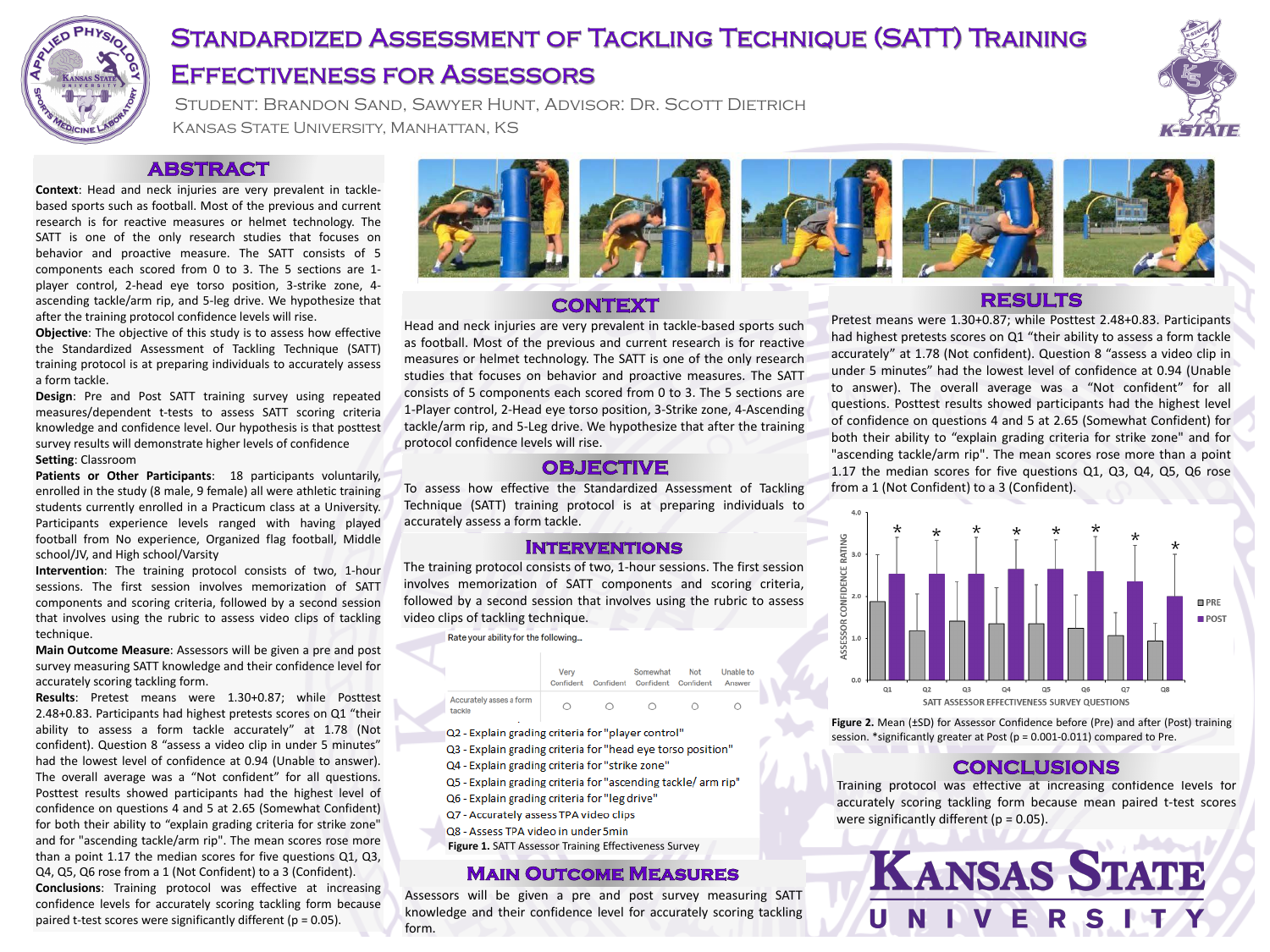# Standardized Assessment of Tackling Technique (SATT) Training Effectiveness for Assessors

Student: Brandon Sand, Sawyer Hunt, Advisor: Dr. Scott Dietrich

Kansas State University, Manhattan, KS

## Abstract

**Context**: Head and neck injuries are very prevalent in tackle-based sports such as football. Most of the previous and current research is for reactive measures or helmet technology. The SATT is one of the only research studies that focuses on behavior and proactive measure. The SATT consists of 5 components each scored from 0 to 3. The 5 sections are 1-player control, 2-head eye torso position, 3-strike zone, 4-ascending tackle/arm rip, and 5-leg drive. We hypothesize that after the training protocol confidence levels will rise.

**Objective**: The objective of this study is to assess how effective the Standardized Assessment of Tackling Technique (SATT) training protocol is at preparing individuals to accurately assess a form tackle.

**Design**: Pre and Post SATT training survey using repeated measures/dependent t-tests to assess SATT scoring criteria knowledge and confidence level. Our hypothesis is that posttest survey results will demonstrate higher levels of confidence

**Setting**: Classroom

**Patients or Other Participants**: 18 participants voluntarily, enrolled in the study (8 male, 9 female) all were athletic training students currently enrolled in a Practicum class at a University. Participants experience levels ranged with having played football from No experience, Organized flag football, Middle school/JV, and High school/Varsity

**Intervention**: The training protocol consists of two, 1-hour sessions. The first session involves memorization of SATT components and scoring criteria, followed by a second session that involves using the rubric to assess video clips of tackling technique.

**Main Outcome Measure**: Assessors will be given a pre and post survey measuring SATT knowledge and their confidence level for accurately scoring tackling form.

**Results**: Pretest means were 1.30+0.87; while Posttest 2.48+0.83. Participants had highest pretests scores on Q1 "their ability to assess a form tackle accurately" at 1.78 (Not confident). Question 8 "assess a video clip in under 5 minutes" had the lowest level of confidence at 0.94 (Unable to answer). The overall average was a "Not confident" for all questions. Posttest results showed participants had the highest level of confidence on questions 4 and 5 at 2.65 (Somewhat Confident) for both their ability to "explain grading criteria for strike zone" and for "ascending tackle/arm rip". The mean scores rose more than a point 1.17 the median scores for five questions Q1, Q3, Q4, Q5, Q6 rose from a 1 (Not Confident) to a 3 (Confident).

**Conclusions**: Training protocol was effective at increasing confidence levels for accurately scoring tackling form because paired t-test scores were significantly different (p = 0.05).

## Context

Head and neck injuries are very prevalent in tackle-based sports such as football. Most of the previous and current research is for reactive measures or helmet technology. The SATT is one of the only research studies that focuses on behavior and proactive measures. The SATT consists of 5 components each scored from 0 to 3. The 5 sections are 1-Player control, 2-Head eye torso position, 3-Strike zone, 4-Ascending tackle/arm rip, and 5-Leg drive. We hypothesize that after the training protocol confidence levels will rise.

## Objective

To assess how effective the Standardized Assessment of Tackling Technique (SATT) training protocol is at preparing individuals to accurately assess a form tackle.

## Interventions

The training protocol consists of two, 1-hour sessions. The first session involves memorization of SATT components and scoring criteria, followed by a second session that involves using the rubric to assess video clips of tackling technique.

Rate your ability for the following...

| | Very Confident | Confident | Somewhat Confident | Not Confident | Unable to Answer |
|---|---|---|---|---|---|
| Accurately asses a form tackle | ○ | ○ | ○ | ○ | ○ |

Q2 - Explain grading criteria for "player control"
Q3 - Explain grading criteria for "head eye torso position"
Q4 - Explain grading criteria for "strike zone"
Q5 - Explain grading criteria for "ascending tackle/ arm rip"
Q6 - Explain grading criteria for "leg drive"
Q7 - Accurately assess TPA video clips
Q8 - Assess TPA video in under 5min

**Figure 1.** SATT Assessor Training Effectiveness Survey

## Main Outcome Measures

Assessors will be given a pre and post survey measuring SATT knowledge and their confidence level for accurately scoring tackling form.

## Results

Pretest means were 1.30+0.87; while Posttest 2.48+0.83. Participants had highest pretests scores on Q1 "their ability to assess a form tackle accurately" at 1.78 (Not confident). Question 8 "assess a video clip in under 5 minutes" had the lowest level of confidence at 0.94 (Unable to answer). The overall average was a "Not confident" for all questions. Posttest results showed participants had the highest level of confidence on questions 4 and 5 at 2.65 (Somewhat Confident) for both their ability to "explain grading criteria for strike zone" and for "ascending tackle/arm rip". The mean scores rose more than a point 1.17 the median scores for five questions Q1, Q3, Q4, Q5, Q6 rose from a 1 (Not Confident) to a 3 (Confident).

ASSESSOR CONFIDENCE RATING
4.0
3.0
2.0
1.0
0.0
Q1 Q2 Q3 Q4 Q5 Q6 Q7 Q8
SATT ASSESSOR EFFECTIVENESS SURVEY QUESTIONS
PRE
POST
* * * * * * * *

**Figure 2.** Mean (±SD) for Assessor Confidence before (Pre) and after (Post) training session. *significantly greater at Post (p = 0.001-0.011) compared to Pre.

## Conclusions

Training protocol was effective at increasing confidence levels for accurately scoring tackling form because mean paired t-test scores were significantly different (p = 0.05).

Kansas State University